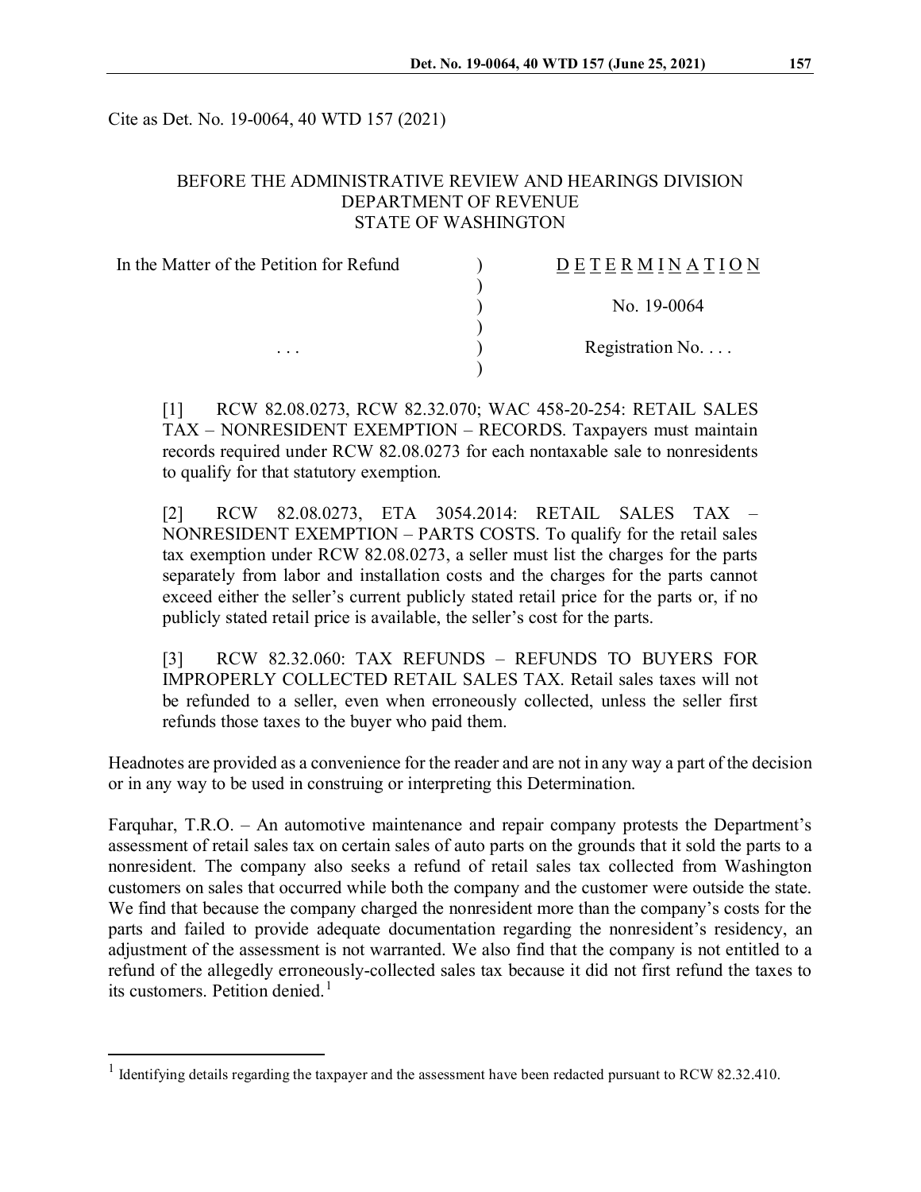Cite as Det. No. 19-0064, 40 WTD 157 (2021)

BEFORE THE ADMINISTRATIVE REVIEW AND HEARINGS DIVISION
DEPARTMENT OF REVENUE
STATE OF WASHINGTON

| In the Matter of the Petition for Refund | ) | D E T E R M I N A T I O N |
|---|---|---|
| | ) | |
| | ) | No. 19-0064 |
| | ) | |
| . . . | ) | Registration No. . . . |
| | ) | |

[1] RCW 82.08.0273, RCW 82.32.070; WAC 458-20-254: RETAIL SALES TAX – NONRESIDENT EXEMPTION – RECORDS. Taxpayers must maintain records required under RCW 82.08.0273 for each nontaxable sale to nonresidents to qualify for that statutory exemption.

[2] RCW 82.08.0273, ETA 3054.2014: RETAIL SALES TAX – NONRESIDENT EXEMPTION – PARTS COSTS. To qualify for the retail sales tax exemption under RCW 82.08.0273, a seller must list the charges for the parts separately from labor and installation costs and the charges for the parts cannot exceed either the seller's current publicly stated retail price for the parts or, if no publicly stated retail price is available, the seller's cost for the parts.

[3] RCW 82.32.060: TAX REFUNDS – REFUNDS TO BUYERS FOR IMPROPERLY COLLECTED RETAIL SALES TAX. Retail sales taxes will not be refunded to a seller, even when erroneously collected, unless the seller first refunds those taxes to the buyer who paid them.

Headnotes are provided as a convenience for the reader and are not in any way a part of the decision or in any way to be used in construing or interpreting this Determination.

Farquhar, T.R.O. – An automotive maintenance and repair company protests the Department's assessment of retail sales tax on certain sales of auto parts on the grounds that it sold the parts to a nonresident. The company also seeks a refund of retail sales tax collected from Washington customers on sales that occurred while both the company and the customer were outside the state. We find that because the company charged the nonresident more than the company's costs for the parts and failed to provide adequate documentation regarding the nonresident's residency, an adjustment of the assessment is not warranted. We also find that the company is not entitled to a refund of the allegedly erroneously-collected sales tax because it did not first refund the taxes to its customers. Petition denied.[1]

[1] Identifying details regarding the taxpayer and the assessment have been redacted pursuant to RCW 82.32.410.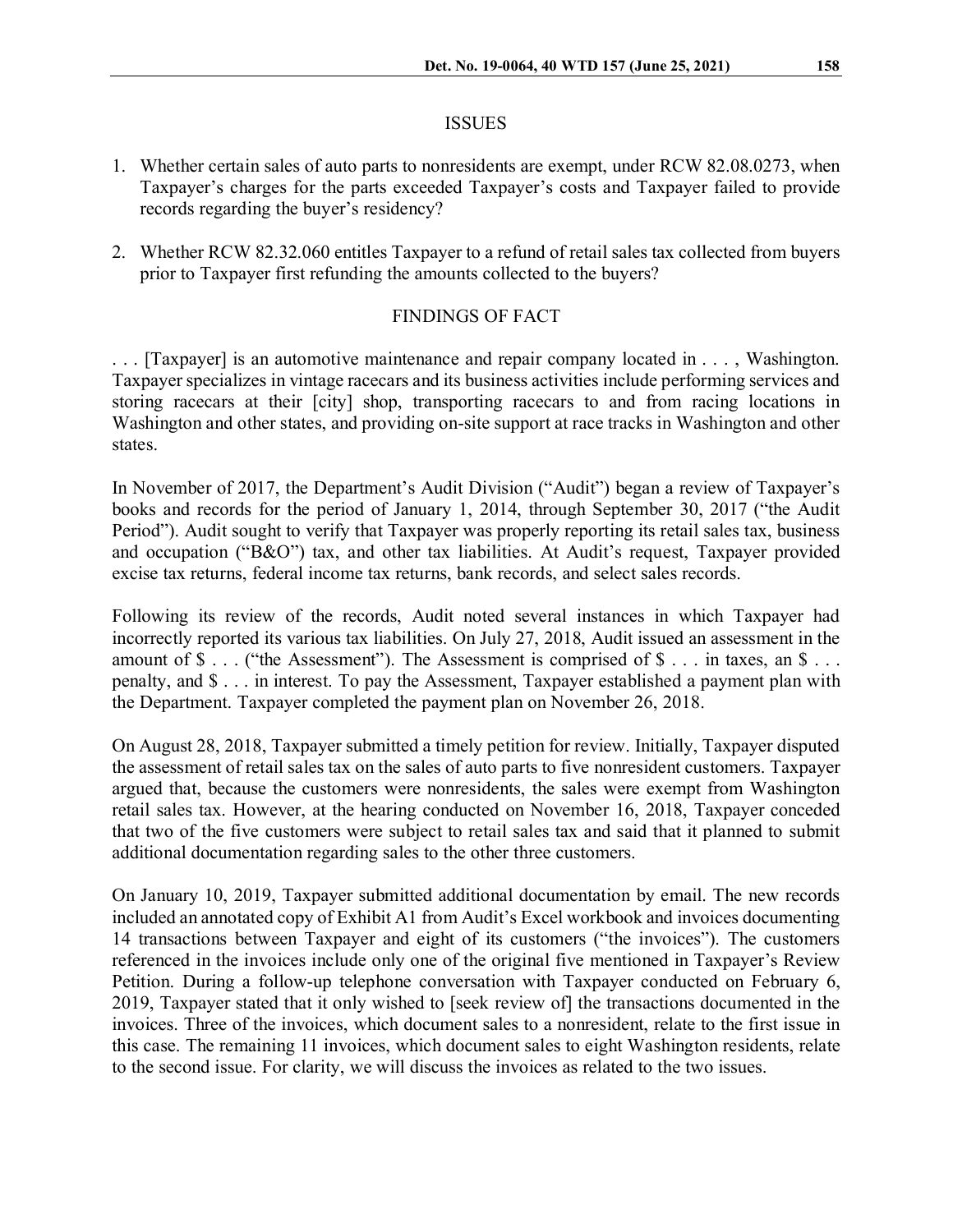## ISSUES

1. Whether certain sales of auto parts to nonresidents are exempt, under RCW 82.08.0273, when Taxpayer's charges for the parts exceeded Taxpayer's costs and Taxpayer failed to provide records regarding the buyer's residency?

2. Whether RCW 82.32.060 entitles Taxpayer to a refund of retail sales tax collected from buyers prior to Taxpayer first refunding the amounts collected to the buyers?

## FINDINGS OF FACT

. . . [Taxpayer] is an automotive maintenance and repair company located in . . . , Washington. Taxpayer specializes in vintage racecars and its business activities include performing services and storing racecars at their [city] shop, transporting racecars to and from racing locations in Washington and other states, and providing on-site support at race tracks in Washington and other states.

In November of 2017, the Department's Audit Division ("Audit") began a review of Taxpayer's books and records for the period of January 1, 2014, through September 30, 2017 ("the Audit Period"). Audit sought to verify that Taxpayer was properly reporting its retail sales tax, business and occupation ("B&O") tax, and other tax liabilities. At Audit's request, Taxpayer provided excise tax returns, federal income tax returns, bank records, and select sales records.

Following its review of the records, Audit noted several instances in which Taxpayer had incorrectly reported its various tax liabilities. On July 27, 2018, Audit issued an assessment in the amount of $ . . . ("the Assessment"). The Assessment is comprised of $ . . . in taxes, an $ . . . penalty, and $ . . . in interest. To pay the Assessment, Taxpayer established a payment plan with the Department. Taxpayer completed the payment plan on November 26, 2018.

On August 28, 2018, Taxpayer submitted a timely petition for review. Initially, Taxpayer disputed the assessment of retail sales tax on the sales of auto parts to five nonresident customers. Taxpayer argued that, because the customers were nonresidents, the sales were exempt from Washington retail sales tax. However, at the hearing conducted on November 16, 2018, Taxpayer conceded that two of the five customers were subject to retail sales tax and said that it planned to submit additional documentation regarding sales to the other three customers.

On January 10, 2019, Taxpayer submitted additional documentation by email. The new records included an annotated copy of Exhibit A1 from Audit's Excel workbook and invoices documenting 14 transactions between Taxpayer and eight of its customers ("the invoices"). The customers referenced in the invoices include only one of the original five mentioned in Taxpayer's Review Petition. During a follow-up telephone conversation with Taxpayer conducted on February 6, 2019, Taxpayer stated that it only wished to [seek review of] the transactions documented in the invoices. Three of the invoices, which document sales to a nonresident, relate to the first issue in this case. The remaining 11 invoices, which document sales to eight Washington residents, relate to the second issue. For clarity, we will discuss the invoices as related to the two issues.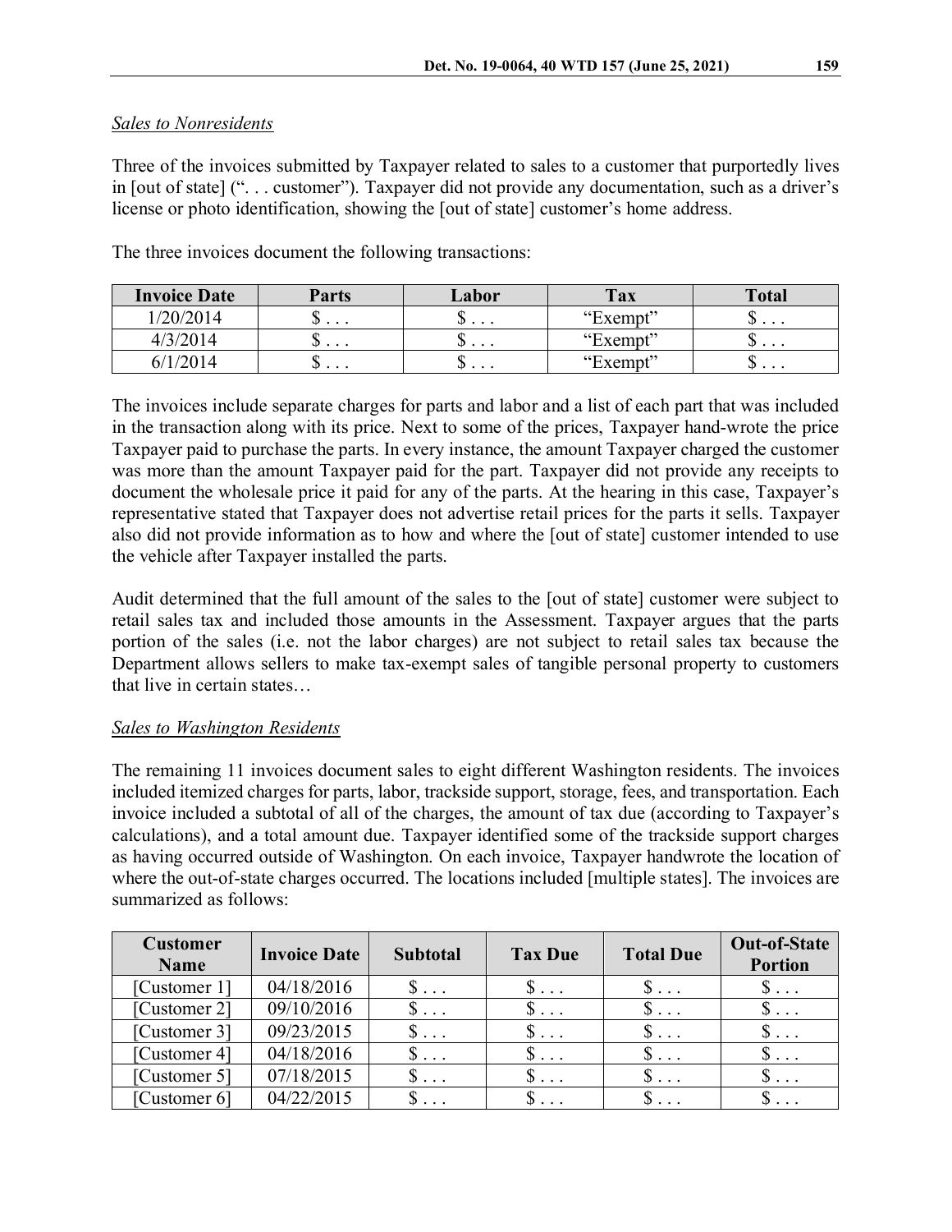*Sales to Nonresidents*

Three of the invoices submitted by Taxpayer related to sales to a customer that purportedly lives in [out of state] (". . . customer"). Taxpayer did not provide any documentation, such as a driver's license or photo identification, showing the [out of state] customer's home address.

The three invoices document the following transactions:

| Invoice Date | Parts | Labor | Tax | Total |
|---|---|---|---|---|
| 1/20/2014 | $ . . . | $ . . . | "Exempt" | $ . . . |
| 4/3/2014 | $ . . . | $ . . . | "Exempt" | $ . . . |
| 6/1/2014 | $ . . . | $ . . . | "Exempt" | $ . . . |

The invoices include separate charges for parts and labor and a list of each part that was included in the transaction along with its price. Next to some of the prices, Taxpayer hand-wrote the price Taxpayer paid to purchase the parts. In every instance, the amount Taxpayer charged the customer was more than the amount Taxpayer paid for the part. Taxpayer did not provide any receipts to document the wholesale price it paid for any of the parts. At the hearing in this case, Taxpayer's representative stated that Taxpayer does not advertise retail prices for the parts it sells. Taxpayer also did not provide information as to how and where the [out of state] customer intended to use the vehicle after Taxpayer installed the parts.

Audit determined that the full amount of the sales to the [out of state] customer were subject to retail sales tax and included those amounts in the Assessment. Taxpayer argues that the parts portion of the sales (i.e. not the labor charges) are not subject to retail sales tax because the Department allows sellers to make tax-exempt sales of tangible personal property to customers that live in certain states…

*Sales to Washington Residents*

The remaining 11 invoices document sales to eight different Washington residents. The invoices included itemized charges for parts, labor, trackside support, storage, fees, and transportation. Each invoice included a subtotal of all of the charges, the amount of tax due (according to Taxpayer's calculations), and a total amount due. Taxpayer identified some of the trackside support charges as having occurred outside of Washington. On each invoice, Taxpayer handwrote the location of where the out-of-state charges occurred. The locations included [multiple states]. The invoices are summarized as follows:

| Customer Name | Invoice Date | Subtotal | Tax Due | Total Due | Out-of-State Portion |
|---|---|---|---|---|---|
| [Customer 1] | 04/18/2016 | $ . . . | $ . . . | $ . . . | $ . . . |
| [Customer 2] | 09/10/2016 | $ . . . | $ . . . | $ . . . | $ . . . |
| [Customer 3] | 09/23/2015 | $ . . . | $ . . . | $ . . . | $ . . . |
| [Customer 4] | 04/18/2016 | $ . . . | $ . . . | $ . . . | $ . . . |
| [Customer 5] | 07/18/2015 | $ . . . | $ . . . | $ . . . | $ . . . |
| [Customer 6] | 04/22/2015 | $ . . . | $ . . . | $ . . . | $ . . . |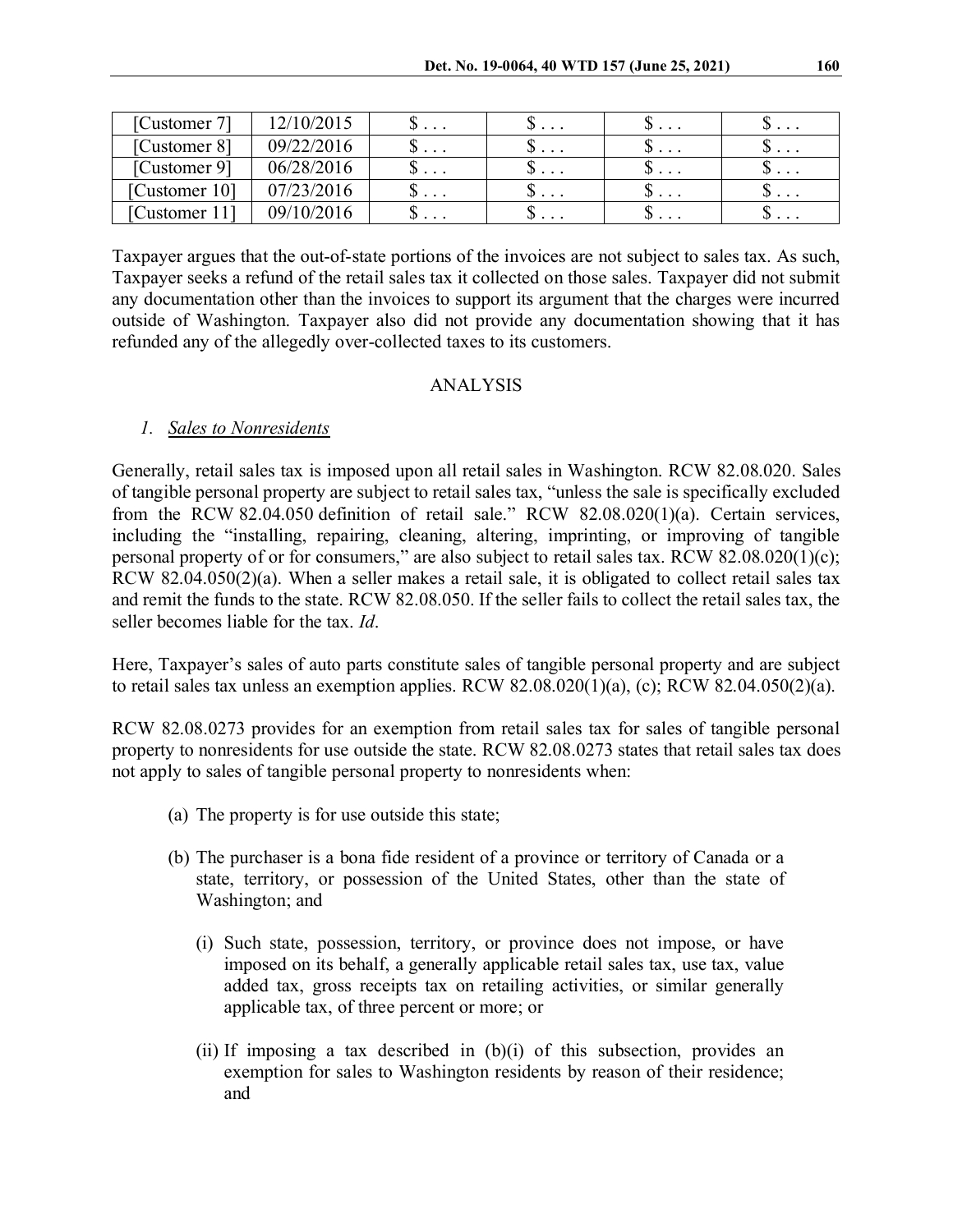| [Customer 7] | 12/10/2015 | $ . . . | $ . . . | $ . . . | $ . . . |
|---|---|---|---|---|---|
| [Customer 8] | 09/22/2016 | $ . . . | $ . . . | $ . . . | $ . . . |
| [Customer 9] | 06/28/2016 | $ . . . | $ . . . | $ . . . | $ . . . |
| [Customer 10] | 07/23/2016 | $ . . . | $ . . . | $ . . . | $ . . . |
| [Customer 11] | 09/10/2016 | $ . . . | $ . . . | $ . . . | $ . . . |

Taxpayer argues that the out-of-state portions of the invoices are not subject to sales tax. As such, Taxpayer seeks a refund of the retail sales tax it collected on those sales. Taxpayer did not submit any documentation other than the invoices to support its argument that the charges were incurred outside of Washington. Taxpayer also did not provide any documentation showing that it has refunded any of the allegedly over-collected taxes to its customers.

## ANALYSIS

### *1. Sales to Nonresidents*

Generally, retail sales tax is imposed upon all retail sales in Washington. RCW 82.08.020. Sales of tangible personal property are subject to retail sales tax, "unless the sale is specifically excluded from the RCW 82.04.050 definition of retail sale." RCW 82.08.020(1)(a). Certain services, including the "installing, repairing, cleaning, altering, imprinting, or improving of tangible personal property of or for consumers," are also subject to retail sales tax. RCW 82.08.020(1)(c); RCW 82.04.050(2)(a). When a seller makes a retail sale, it is obligated to collect retail sales tax and remit the funds to the state. RCW 82.08.050. If the seller fails to collect the retail sales tax, the seller becomes liable for the tax. *Id*.

Here, Taxpayer's sales of auto parts constitute sales of tangible personal property and are subject to retail sales tax unless an exemption applies. RCW 82.08.020(1)(a), (c); RCW 82.04.050(2)(a).

RCW 82.08.0273 provides for an exemption from retail sales tax for sales of tangible personal property to nonresidents for use outside the state. RCW 82.08.0273 states that retail sales tax does not apply to sales of tangible personal property to nonresidents when:

> (a) The property is for use outside this state;
>
> (b) The purchaser is a bona fide resident of a province or territory of Canada or a state, territory, or possession of the United States, other than the state of Washington; and
>
> > (i) Such state, possession, territory, or province does not impose, or have imposed on its behalf, a generally applicable retail sales tax, use tax, value added tax, gross receipts tax on retailing activities, or similar generally applicable tax, of three percent or more; or
> >
> > (ii) If imposing a tax described in (b)(i) of this subsection, provides an exemption for sales to Washington residents by reason of their residence; and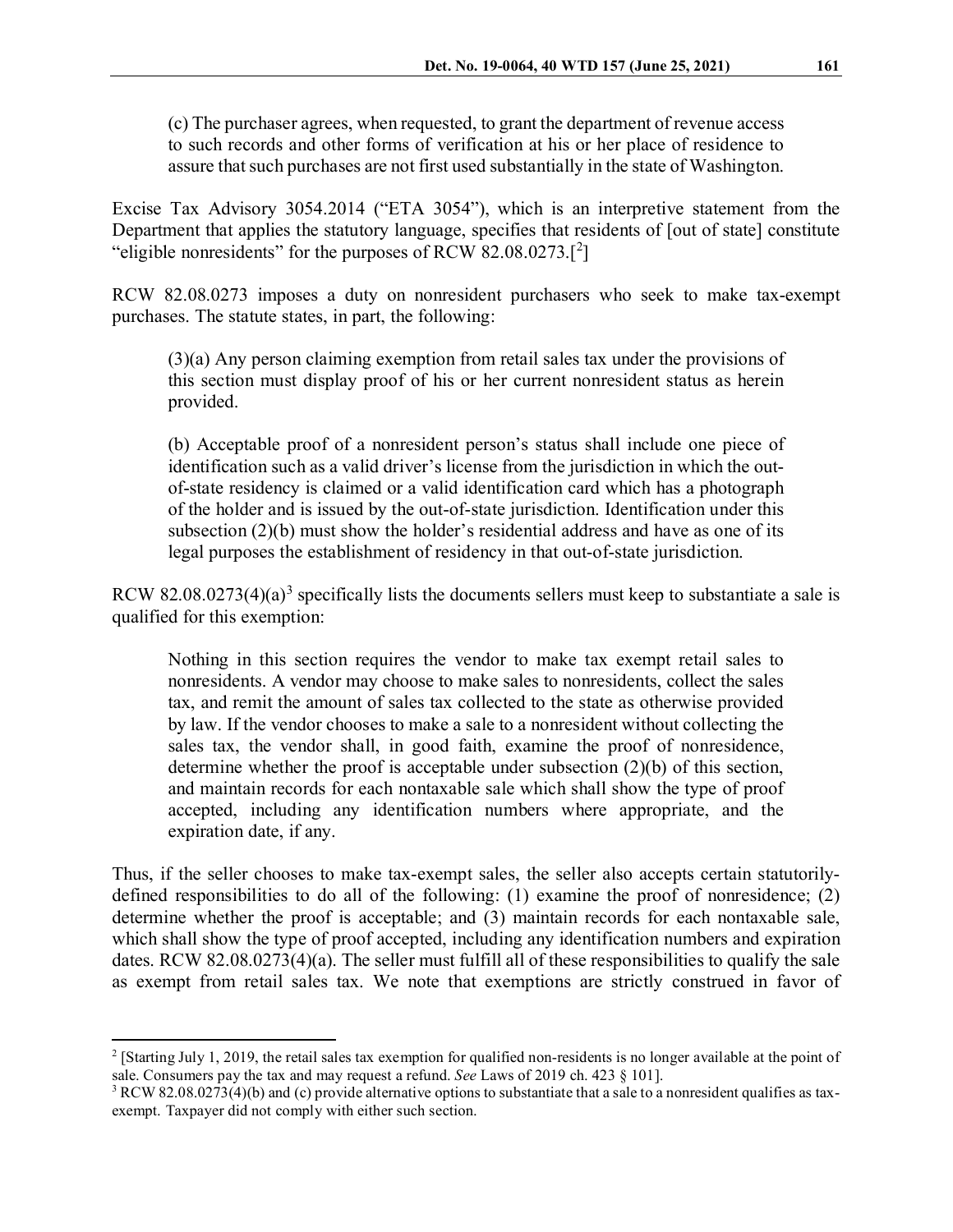> (c) The purchaser agrees, when requested, to grant the department of revenue access to such records and other forms of verification at his or her place of residence to assure that such purchases are not first used substantially in the state of Washington.

Excise Tax Advisory 3054.2014 ("ETA 3054"), which is an interpretive statement from the Department that applies the statutory language, specifies that residents of [out of state] constitute "eligible nonresidents" for the purposes of RCW 82.08.0273.[[2]]

RCW 82.08.0273 imposes a duty on nonresident purchasers who seek to make tax-exempt purchases. The statute states, in part, the following:

> (3)(a) Any person claiming exemption from retail sales tax under the provisions of this section must display proof of his or her current nonresident status as herein provided.
>
> (b) Acceptable proof of a nonresident person's status shall include one piece of identification such as a valid driver's license from the jurisdiction in which the out-of-state residency is claimed or a valid identification card which has a photograph of the holder and is issued by the out-of-state jurisdiction. Identification under this subsection (2)(b) must show the holder's residential address and have as one of its legal purposes the establishment of residency in that out-of-state jurisdiction.

RCW 82.08.0273(4)(a)[3] specifically lists the documents sellers must keep to substantiate a sale is qualified for this exemption:

> Nothing in this section requires the vendor to make tax exempt retail sales to nonresidents. A vendor may choose to make sales to nonresidents, collect the sales tax, and remit the amount of sales tax collected to the state as otherwise provided by law. If the vendor chooses to make a sale to a nonresident without collecting the sales tax, the vendor shall, in good faith, examine the proof of nonresidence, determine whether the proof is acceptable under subsection (2)(b) of this section, and maintain records for each nontaxable sale which shall show the type of proof accepted, including any identification numbers where appropriate, and the expiration date, if any.

Thus, if the seller chooses to make tax-exempt sales, the seller also accepts certain statutorily-defined responsibilities to do all of the following: (1) examine the proof of nonresidence; (2) determine whether the proof is acceptable; and (3) maintain records for each nontaxable sale, which shall show the type of proof accepted, including any identification numbers and expiration dates. RCW 82.08.0273(4)(a). The seller must fulfill all of these responsibilities to qualify the sale as exempt from retail sales tax. We note that exemptions are strictly construed in favor of

---

[2] [Starting July 1, 2019, the retail sales tax exemption for qualified non-residents is no longer available at the point of sale. Consumers pay the tax and may request a refund. *See* Laws of 2019 ch. 423 § 101].

[3] RCW 82.08.0273(4)(b) and (c) provide alternative options to substantiate that a sale to a nonresident qualifies as tax-exempt. Taxpayer did not comply with either such section.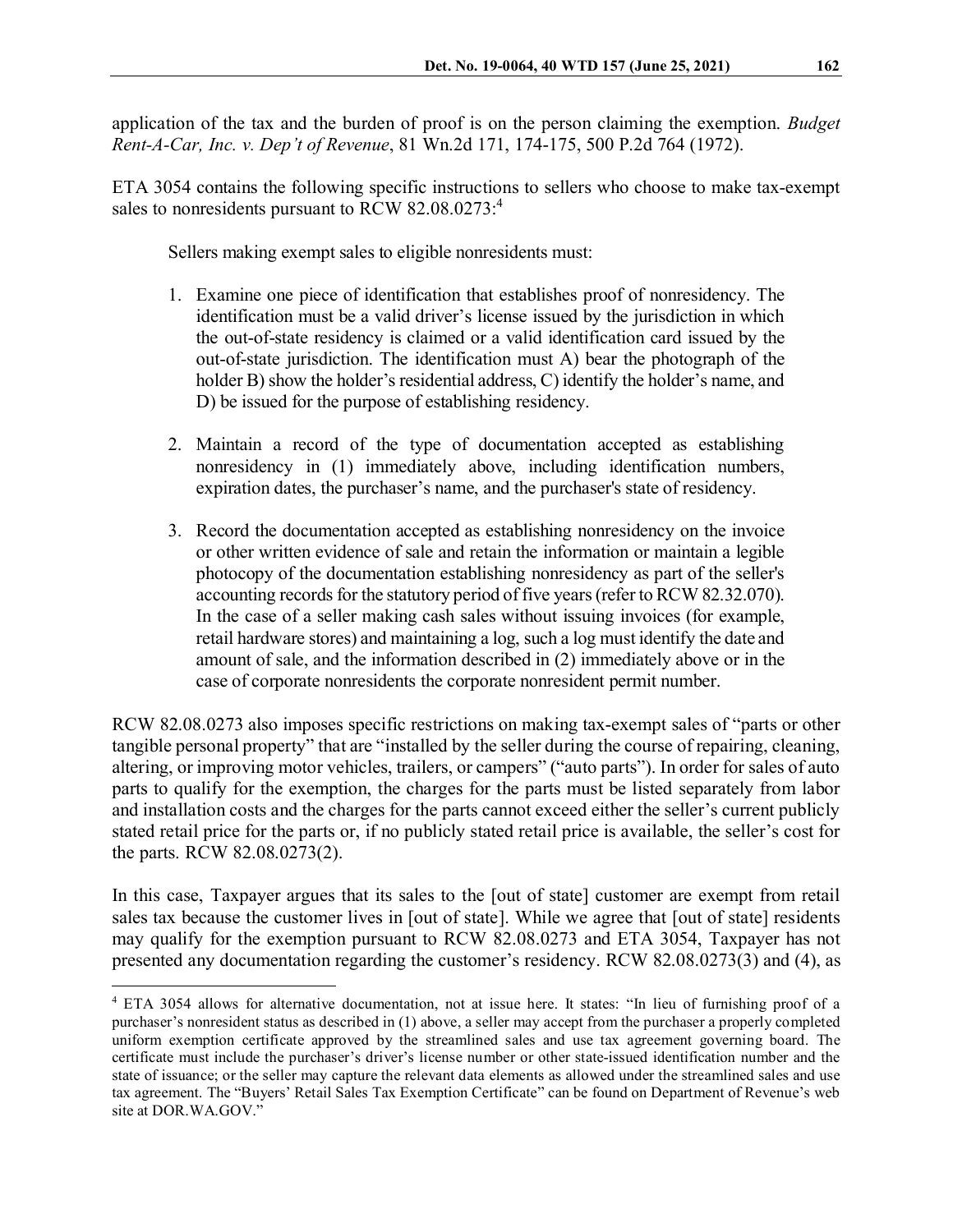application of the tax and the burden of proof is on the person claiming the exemption. *Budget Rent-A-Car, Inc. v. Dep't of Revenue*, 81 Wn.2d 171, 174-175, 500 P.2d 764 (1972).

ETA 3054 contains the following specific instructions to sellers who choose to make tax-exempt sales to nonresidents pursuant to RCW 82.08.0273:[4]

> Sellers making exempt sales to eligible nonresidents must:
>
> 1. Examine one piece of identification that establishes proof of nonresidency. The identification must be a valid driver's license issued by the jurisdiction in which the out-of-state residency is claimed or a valid identification card issued by the out-of-state jurisdiction. The identification must A) bear the photograph of the holder B) show the holder's residential address, C) identify the holder's name, and D) be issued for the purpose of establishing residency.
>
> 2. Maintain a record of the type of documentation accepted as establishing nonresidency in (1) immediately above, including identification numbers, expiration dates, the purchaser's name, and the purchaser's state of residency.
>
> 3. Record the documentation accepted as establishing nonresidency on the invoice or other written evidence of sale and retain the information or maintain a legible photocopy of the documentation establishing nonresidency as part of the seller's accounting records for the statutory period of five years (refer to RCW 82.32.070). In the case of a seller making cash sales without issuing invoices (for example, retail hardware stores) and maintaining a log, such a log must identify the date and amount of sale, and the information described in (2) immediately above or in the case of corporate nonresidents the corporate nonresident permit number.

RCW 82.08.0273 also imposes specific restrictions on making tax-exempt sales of "parts or other tangible personal property" that are "installed by the seller during the course of repairing, cleaning, altering, or improving motor vehicles, trailers, or campers" ("auto parts"). In order for sales of auto parts to qualify for the exemption, the charges for the parts must be listed separately from labor and installation costs and the charges for the parts cannot exceed either the seller's current publicly stated retail price for the parts or, if no publicly stated retail price is available, the seller's cost for the parts. RCW 82.08.0273(2).

In this case, Taxpayer argues that its sales to the [out of state] customer are exempt from retail sales tax because the customer lives in [out of state]. While we agree that [out of state] residents may qualify for the exemption pursuant to RCW 82.08.0273 and ETA 3054, Taxpayer has not presented any documentation regarding the customer's residency. RCW 82.08.0273(3) and (4), as

---

[4] ETA 3054 allows for alternative documentation, not at issue here. It states: "In lieu of furnishing proof of a purchaser's nonresident status as described in (1) above, a seller may accept from the purchaser a properly completed uniform exemption certificate approved by the streamlined sales and use tax agreement governing board. The certificate must include the purchaser's driver's license number or other state-issued identification number and the state of issuance; or the seller may capture the relevant data elements as allowed under the streamlined sales and use tax agreement. The "Buyers' Retail Sales Tax Exemption Certificate" can be found on Department of Revenue's web site at DOR.WA.GOV."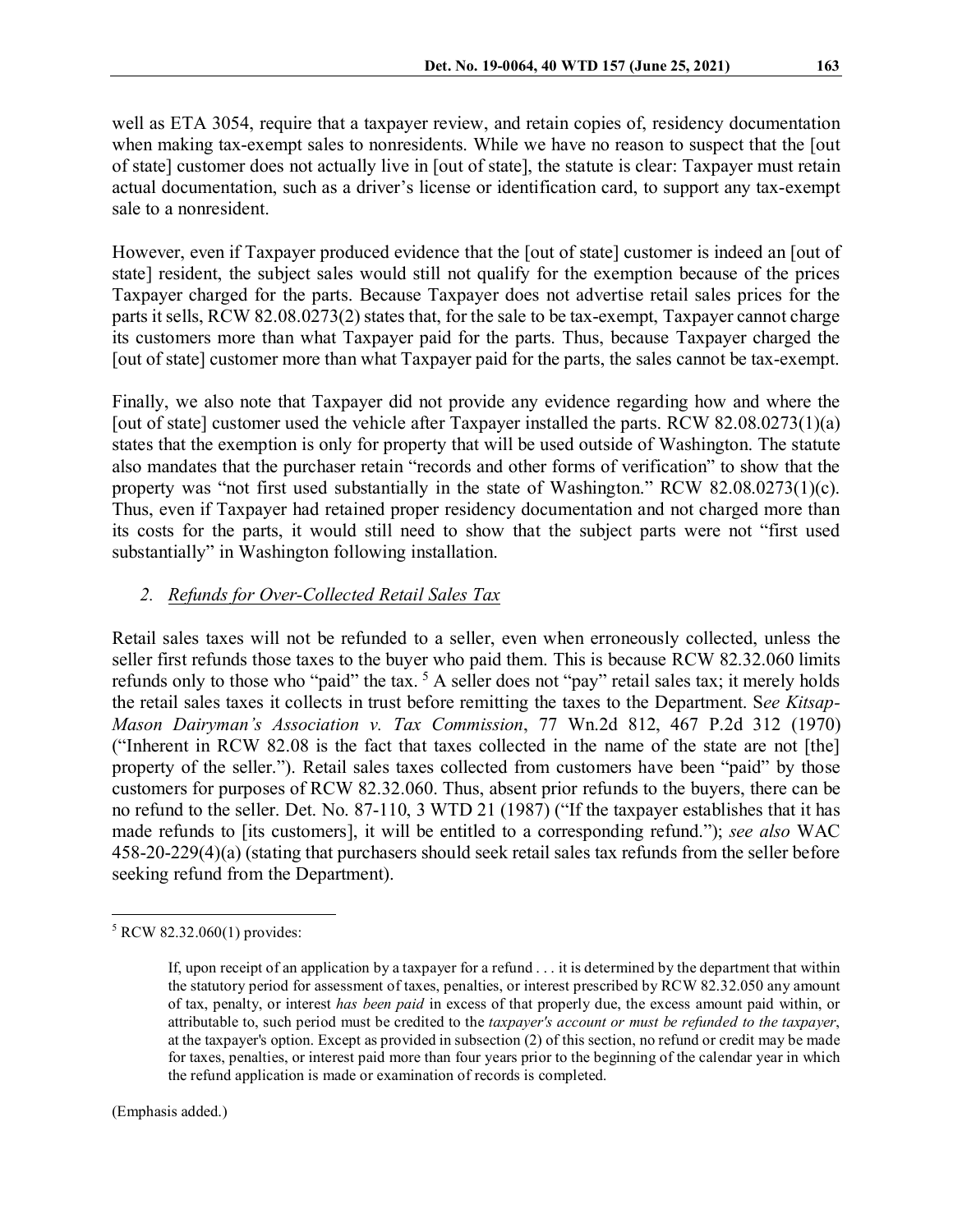well as ETA 3054, require that a taxpayer review, and retain copies of, residency documentation when making tax-exempt sales to nonresidents. While we have no reason to suspect that the [out of state] customer does not actually live in [out of state], the statute is clear: Taxpayer must retain actual documentation, such as a driver's license or identification card, to support any tax-exempt sale to a nonresident.

However, even if Taxpayer produced evidence that the [out of state] customer is indeed an [out of state] resident, the subject sales would still not qualify for the exemption because of the prices Taxpayer charged for the parts. Because Taxpayer does not advertise retail sales prices for the parts it sells, RCW 82.08.0273(2) states that, for the sale to be tax-exempt, Taxpayer cannot charge its customers more than what Taxpayer paid for the parts. Thus, because Taxpayer charged the [out of state] customer more than what Taxpayer paid for the parts, the sales cannot be tax-exempt.

Finally, we also note that Taxpayer did not provide any evidence regarding how and where the [out of state] customer used the vehicle after Taxpayer installed the parts. RCW 82.08.0273(1)(a) states that the exemption is only for property that will be used outside of Washington. The statute also mandates that the purchaser retain "records and other forms of verification" to show that the property was "not first used substantially in the state of Washington." RCW 82.08.0273(1)(c). Thus, even if Taxpayer had retained proper residency documentation and not charged more than its costs for the parts, it would still need to show that the subject parts were not "first used substantially" in Washington following installation.

### 2. *Refunds for Over-Collected Retail Sales Tax*

Retail sales taxes will not be refunded to a seller, even when erroneously collected, unless the seller first refunds those taxes to the buyer who paid them. This is because RCW 82.32.060 limits refunds only to those who "paid" the tax. [5] A seller does not "pay" retail sales tax; it merely holds the retail sales taxes it collects in trust before remitting the taxes to the Department. S*ee Kitsap-Mason Dairyman's Association v. Tax Commission*, 77 Wn.2d 812, 467 P.2d 312 (1970) ("Inherent in RCW 82.08 is the fact that taxes collected in the name of the state are not [the] property of the seller."). Retail sales taxes collected from customers have been "paid" by those customers for purposes of RCW 82.32.060. Thus, absent prior refunds to the buyers, there can be no refund to the seller. Det. No. 87-110, 3 WTD 21 (1987) ("If the taxpayer establishes that it has made refunds to [its customers], it will be entitled to a corresponding refund."); *see also* WAC 458-20-229(4)(a) (stating that purchasers should seek retail sales tax refunds from the seller before seeking refund from the Department).

---

[5] RCW 82.32.060(1) provides:

> If, upon receipt of an application by a taxpayer for a refund . . . it is determined by the department that within the statutory period for assessment of taxes, penalties, or interest prescribed by RCW 82.32.050 any amount of tax, penalty, or interest *has been paid* in excess of that properly due, the excess amount paid within, or attributable to, such period must be credited to the *taxpayer's account or must be refunded to the taxpayer*, at the taxpayer's option. Except as provided in subsection (2) of this section, no refund or credit may be made for taxes, penalties, or interest paid more than four years prior to the beginning of the calendar year in which the refund application is made or examination of records is completed.

(Emphasis added.)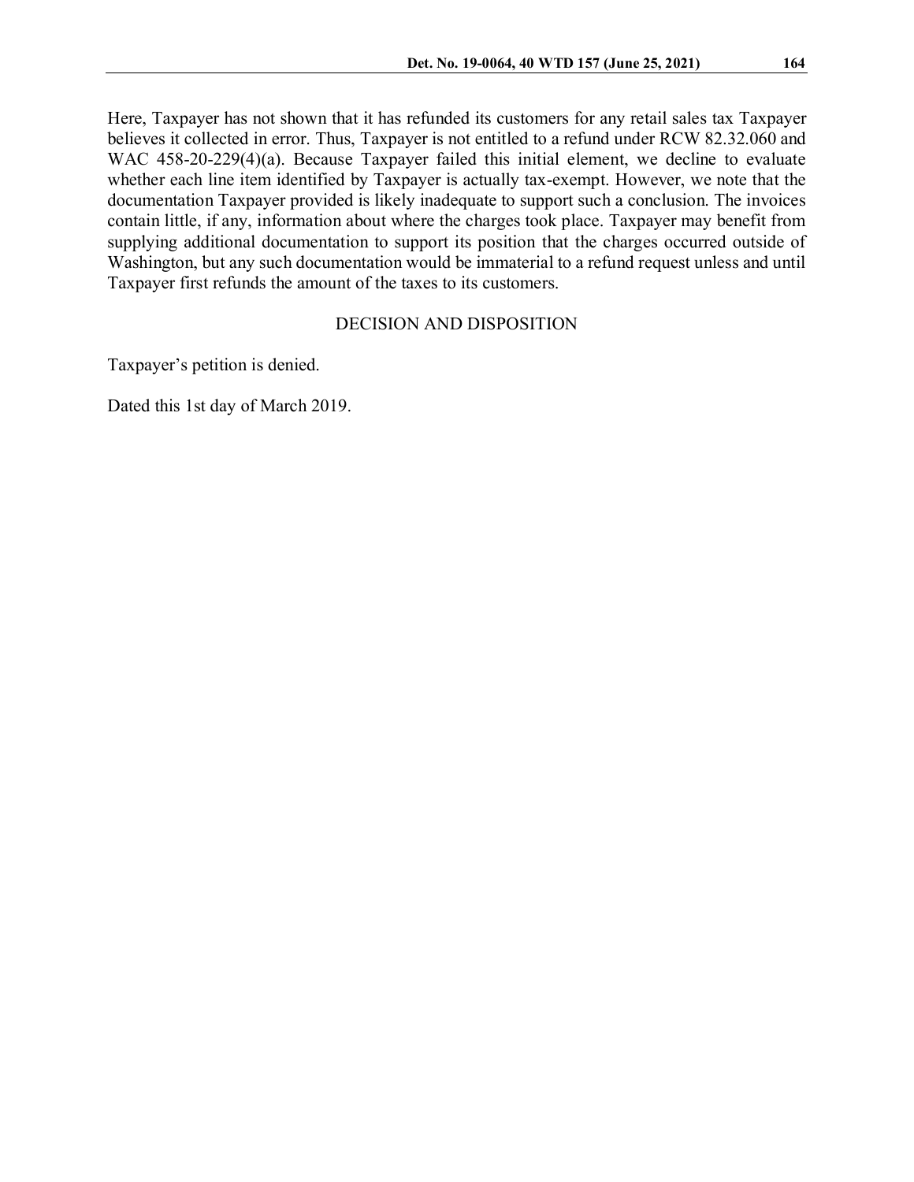Here, Taxpayer has not shown that it has refunded its customers for any retail sales tax Taxpayer believes it collected in error. Thus, Taxpayer is not entitled to a refund under RCW 82.32.060 and WAC 458-20-229(4)(a). Because Taxpayer failed this initial element, we decline to evaluate whether each line item identified by Taxpayer is actually tax-exempt. However, we note that the documentation Taxpayer provided is likely inadequate to support such a conclusion. The invoices contain little, if any, information about where the charges took place. Taxpayer may benefit from supplying additional documentation to support its position that the charges occurred outside of Washington, but any such documentation would be immaterial to a refund request unless and until Taxpayer first refunds the amount of the taxes to its customers.

## DECISION AND DISPOSITION

Taxpayer's petition is denied.

Dated this 1st day of March 2019.